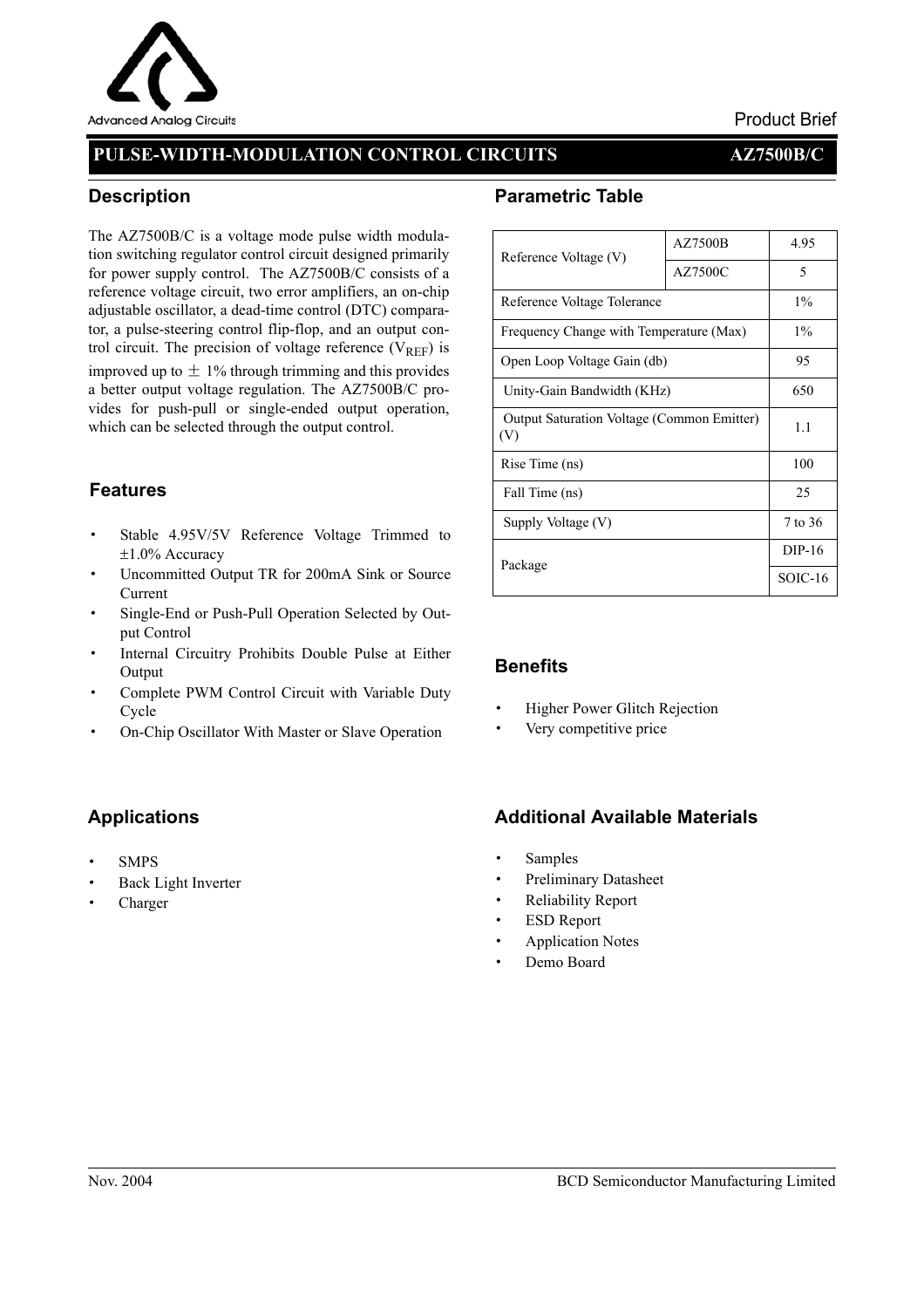Advanced Analog Circuits

Product Brief

# PULSE-WIDTH-MODULATION CONTROL CIRCUITS AZ7500B/C

## Description

The AZ7500B/C is a voltage mode pulse width modulation switching regulator control circuit designed primarily for power supply control. The AZ7500B/C consists of a reference voltage circuit, two error amplifiers, an on-chip adjustable oscillator, a dead-time control (DTC) comparator, a pulse-steering control flip-flop, and an output control circuit. The precision of voltage reference ($V_{REF}$) is improved up to ± 1% through trimming and this provides a better output voltage regulation. The AZ7500B/C provides for push-pull or single-ended output operation, which can be selected through the output control.

## Features

- Stable 4.95V/5V Reference Voltage Trimmed to ±1.0% Accuracy
- Uncommitted Output TR for 200mA Sink or Source Current
- Single-End or Push-Pull Operation Selected by Output Control
- Internal Circuitry Prohibits Double Pulse at Either Output
- Complete PWM Control Circuit with Variable Duty Cycle
- On-Chip Oscillator With Master or Slave Operation

## Applications

- SMPS
- Back Light Inverter
- Charger

## Parametric Table

| Parameter | | Value |
|---|---|---|
| Reference Voltage (V) | AZ7500B | 4.95 |
| | AZ7500C | 5 |
| Reference Voltage Tolerance | | 1% |
| Frequency Change with Temperature (Max) | | 1% |
| Open Loop Voltage Gain (db) | | 95 |
| Unity-Gain Bandwidth (KHz) | | 650 |
| Output Saturation Voltage (Common Emitter) (V) | | 1.1 |
| Rise Time (ns) | | 100 |
| Fall Time (ns) | | 25 |
| Supply Voltage (V) | | 7 to 36 |
| Package | | DIP-16 |
| | | SOIC-16 |

## Benefits

- Higher Power Glitch Rejection
- Very competitive price

## Additional Available Materials

- Samples
- Preliminary Datasheet
- Reliability Report
- ESD Report
- Application Notes
- Demo Board

Nov. 2004 BCD Semiconductor Manufacturing Limited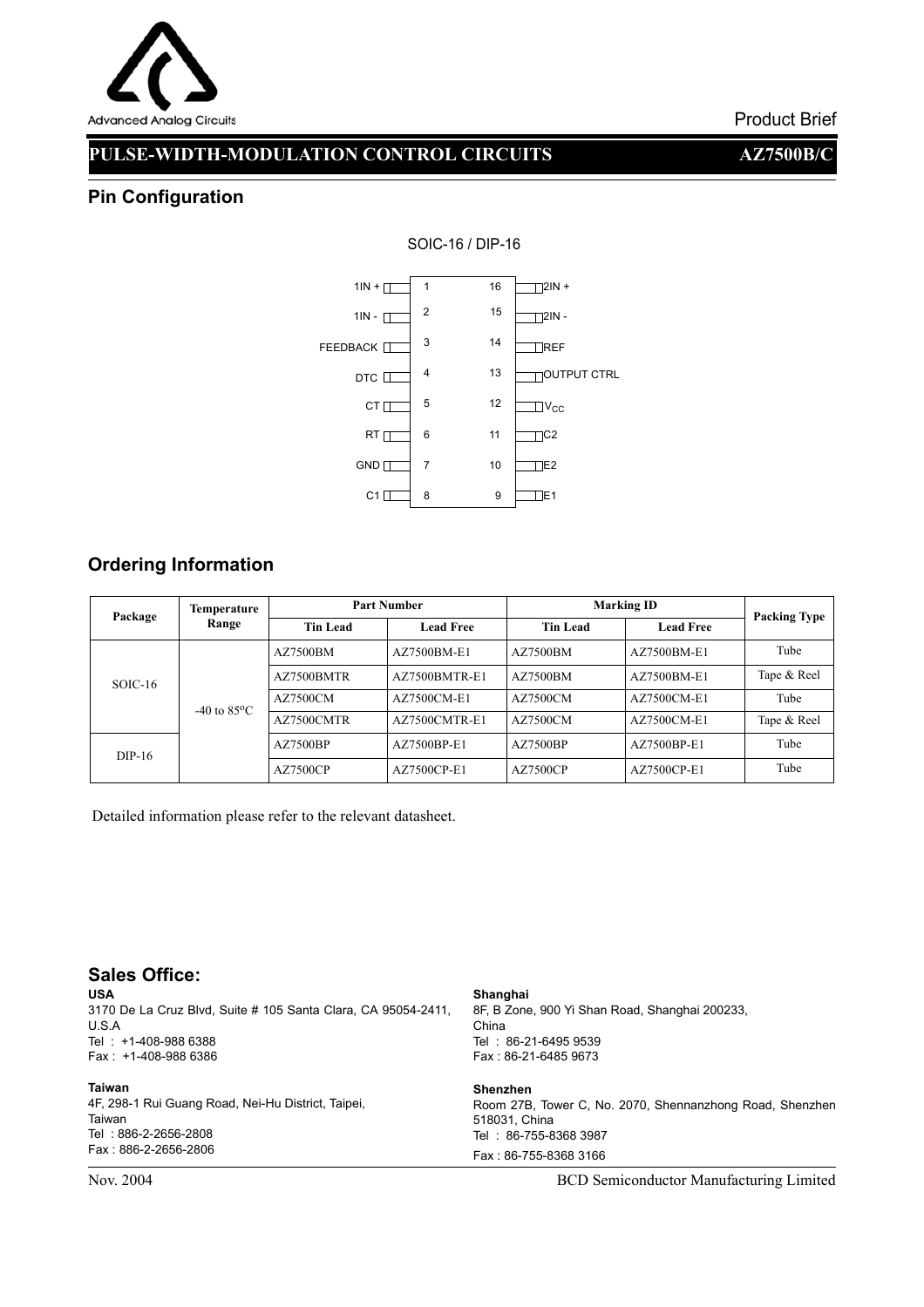Product Brief

# PULSE-WIDTH-MODULATION CONTROL CIRCUITS AZ7500B/C

## Pin Configuration

SOIC-16 / DIP-16

1IN + 1
1IN - 2
FEEDBACK 3
DTC 4
CT 5
RT 6
GND 7
C1 8
16 2IN +
15 2IN -
14 REF
13 OUTPUT CTRL
12 $V_{CC}$
11 C2
10 E2
9 E1

## Ordering Information

| Package | Temperature Range | Part Number | | Marking ID | | Packing Type |
|---|---|---|---|---|---|---|
| | | Tin Lead | Lead Free | Tin Lead | Lead Free | |
| SOIC-16 | -40 to 85°C | AZ7500BM | AZ7500BM-E1 | AZ7500BM | AZ7500BM-E1 | Tube |
| | | AZ7500BMTR | AZ7500BMTR-E1 | AZ7500BM | AZ7500BM-E1 | Tape & Reel |
| | | AZ7500CM | AZ7500CM-E1 | AZ7500CM | AZ7500CM-E1 | Tube |
| | | AZ7500CMTR | AZ7500CMTR-E1 | AZ7500CM | AZ7500CM-E1 | Tape & Reel |
| DIP-16 | | AZ7500BP | AZ7500BP-E1 | AZ7500BP | AZ7500BP-E1 | Tube |
| | | AZ7500CP | AZ7500CP-E1 | AZ7500CP | AZ7500CP-E1 | Tube |

Detailed information please refer to the relevant datasheet.

## Sales Office:

**USA**
3170 De La Cruz Blvd, Suite # 105 Santa Clara, CA 95054-2411, U.S.A
Tel : +1-408-988 6388
Fax : +1-408-988 6386

**Taiwan**
4F, 298-1 Rui Guang Road, Nei-Hu District, Taipei, Taiwan
Tel : 886-2-2656-2808
Fax : 886-2-2656-2806

**Shanghai**
8F, B Zone, 900 Yi Shan Road, Shanghai 200233, China
Tel : 86-21-6495 9539
Fax : 86-21-6485 9673

**Shenzhen**
Room 27B, Tower C, No. 2070, Shennanzhong Road, Shenzhen 518031, China
Tel : 86-755-8368 3987
Fax : 86-755-8368 3166

Nov. 2004

BCD Semiconductor Manufacturing Limited